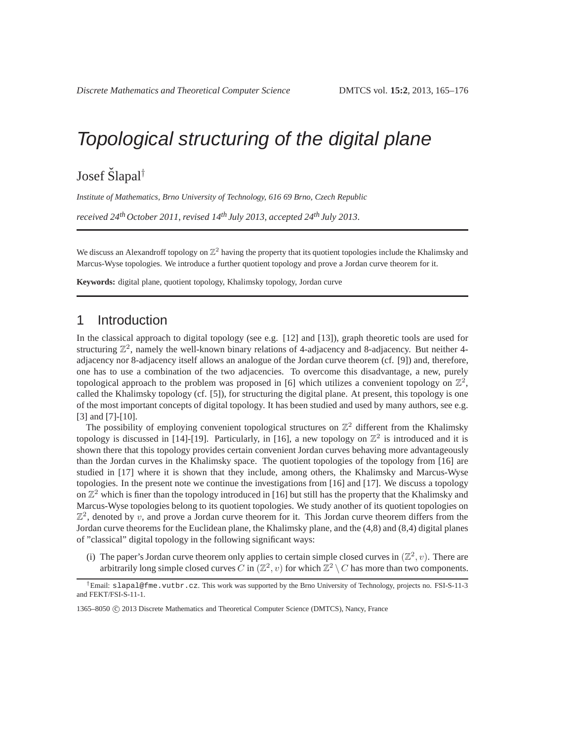# Topological structuring of the digital plane

Josef Šlapal[†]

*Institute of Mathematics, Brno University of Technology, 616 69 Brno, Czech Republic*

*received 24th October 2011, revised 14th July 2013, accepted 24th July 2013.*

---

We discuss an Alexandroff topology on $\mathbb{Z}^2$ having the property that its quotient topologies include the Khalimsky and Marcus-Wyse topologies. We introduce a further quotient topology and prove a Jordan curve theorem for it.

**Keywords:** digital plane, quotient topology, Khalimsky topology, Jordan curve

---

## 1 Introduction

In the classical approach to digital topology (see e.g. [12] and [13]), graph theoretic tools are used for structuring $\mathbb{Z}^2$, namely the well-known binary relations of 4-adjacency and 8-adjacency. But neither 4-adjacency nor 8-adjacency itself allows an analogue of the Jordan curve theorem (cf. [9]) and, therefore, one has to use a combination of the two adjacencies. To overcome this disadvantage, a new, purely topological approach to the problem was proposed in [6] which utilizes a convenient topology on $\mathbb{Z}^2$, called the Khalimsky topology (cf. [5]), for structuring the digital plane. At present, this topology is one of the most important concepts of digital topology. It has been studied and used by many authors, see e.g. [3] and [7]-[10].

The possibility of employing convenient topological structures on $\mathbb{Z}^2$ different from the Khalimsky topology is discussed in [14]-[19]. Particularly, in [16], a new topology on $\mathbb{Z}^2$ is introduced and it is shown there that this topology provides certain convenient Jordan curves behaving more advantageously than the Jordan curves in the Khalimsky space. The quotient topologies of the topology from [16] are studied in [17] where it is shown that they include, among others, the Khalimsky and Marcus-Wyse topologies. In the present note we continue the investigations from [16] and [17]. We discuss a topology on $\mathbb{Z}^2$ which is finer than the topology introduced in [16] but still has the property that the Khalimsky and Marcus-Wyse topologies belong to its quotient topologies. We study another of its quotient topologies on $\mathbb{Z}^2$, denoted by $v$, and prove a Jordan curve theorem for it. This Jordan curve theorem differs from the Jordan curve theorems for the Euclidean plane, the Khalimsky plane, and the (4,8) and (8,4) digital planes of "classical" digital topology in the following significant ways:

(i) The paper's Jordan curve theorem only applies to certain simple closed curves in $(\mathbb{Z}^2, v)$. There are arbitrarily long simple closed curves $C$ in $(\mathbb{Z}^2, v)$ for which $\mathbb{Z}^2 \setminus C$ has more than two components.

[†]Email: slapal@fme.vutbr.cz. This work was supported by the Brno University of Technology, projects no. FSI-S-11-3 and FEKT/FSI-S-11-1.

1365–8050 © 2013 Discrete Mathematics and Theoretical Computer Science (DMTCS), Nancy, France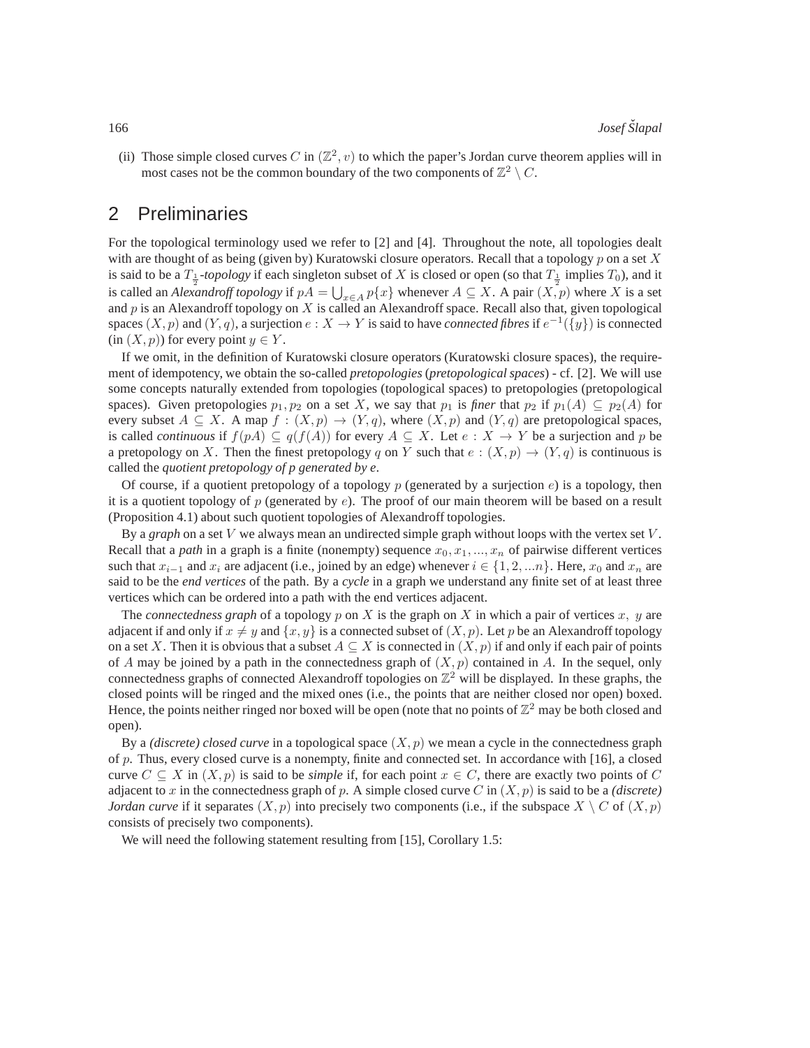(ii) Those simple closed curves $C$ in $(\mathbb{Z}^2, v)$ to which the paper's Jordan curve theorem applies will in most cases not be the common boundary of the two components of $\mathbb{Z}^2 \setminus C$.

## 2 Preliminaries

For the topological terminology used we refer to [2] and [4]. Throughout the note, all topologies dealt with are thought of as being (given by) Kuratowski closure operators. Recall that a topology $p$ on a set $X$ is said to be a $T_{\frac{1}{2}}$*-topology* if each singleton subset of $X$ is closed or open (so that $T_{\frac{1}{2}}$ implies $T_0$), and it is called an *Alexandroff topology* if $pA = \bigcup_{x \in A} p\{x\}$ whenever $A \subseteq X$. A pair $(X, p)$ where $X$ is a set and $p$ is an Alexandroff topology on $X$ is called an Alexandroff space. Recall also that, given topological spaces $(X, p)$ and $(Y, q)$, a surjection $e : X \to Y$ is said to have *connected fibres* if $e^{-1}(\{y\})$ is connected (in $(X, p)$) for every point $y \in Y$.

If we omit, in the definition of Kuratowski closure operators (Kuratowski closure spaces), the requirement of idempotency, we obtain the so-called *pretopologies* (*pretopological spaces*) - cf. [2]. We will use some concepts naturally extended from topologies (topological spaces) to pretopologies (pretopological spaces). Given pretopologies $p_1, p_2$ on a set $X$, we say that $p_1$ is *finer* that $p_2$ if $p_1(A) \subseteq p_2(A)$ for every subset $A \subseteq X$. A map $f : (X, p) \to (Y, q)$, where $(X, p)$ and $(Y, q)$ are pretopological spaces, is called *continuous* if $f(pA) \subseteq q(f(A))$ for every $A \subseteq X$. Let $e : X \to Y$ be a surjection and $p$ be a pretopology on $X$. Then the finest pretopology $q$ on $Y$ such that $e : (X, p) \to (Y, q)$ is continuous is called the *quotient pretopology of p generated by e*.

Of course, if a quotient pretopology of a topology $p$ (generated by a surjection $e$) is a topology, then it is a quotient topology of $p$ (generated by $e$). The proof of our main theorem will be based on a result (Proposition 4.1) about such quotient topologies of Alexandroff topologies.

By a *graph* on a set $V$ we always mean an undirected simple graph without loops with the vertex set $V$. Recall that a *path* in a graph is a finite (nonempty) sequence $x_0, x_1, ..., x_n$ of pairwise different vertices such that $x_{i-1}$ and $x_i$ are adjacent (i.e., joined by an edge) whenever $i \in \{1, 2, ...n\}$. Here, $x_0$ and $x_n$ are said to be the *end vertices* of the path. By a *cycle* in a graph we understand any finite set of at least three vertices which can be ordered into a path with the end vertices adjacent.

The *connectedness graph* of a topology $p$ on $X$ is the graph on $X$ in which a pair of vertices $x,\ y$ are adjacent if and only if $x \neq y$ and $\{x, y\}$ is a connected subset of $(X, p)$. Let $p$ be an Alexandroff topology on a set $X$. Then it is obvious that a subset $A \subseteq X$ is connected in $(X, p)$ if and only if each pair of points of $A$ may be joined by a path in the connectedness graph of $(X, p)$ contained in $A$. In the sequel, only connectedness graphs of connected Alexandroff topologies on $\mathbb{Z}^2$ will be displayed. In these graphs, the closed points will be ringed and the mixed ones (i.e., the points that are neither closed nor open) boxed. Hence, the points neither ringed nor boxed will be open (note that no points of $\mathbb{Z}^2$ may be both closed and open).

By a *(discrete) closed curve* in a topological space $(X, p)$ we mean a cycle in the connectedness graph of $p$. Thus, every closed curve is a nonempty, finite and connected set. In accordance with [16], a closed curve $C \subseteq X$ in $(X, p)$ is said to be *simple* if, for each point $x \in C$, there are exactly two points of $C$ adjacent to $x$ in the connectedness graph of $p$. A simple closed curve $C$ in $(X, p)$ is said to be a *(discrete) Jordan curve* if it separates $(X, p)$ into precisely two components (i.e., if the subspace $X \setminus C$ of $(X, p)$ consists of precisely two components).

We will need the following statement resulting from [15], Corollary 1.5: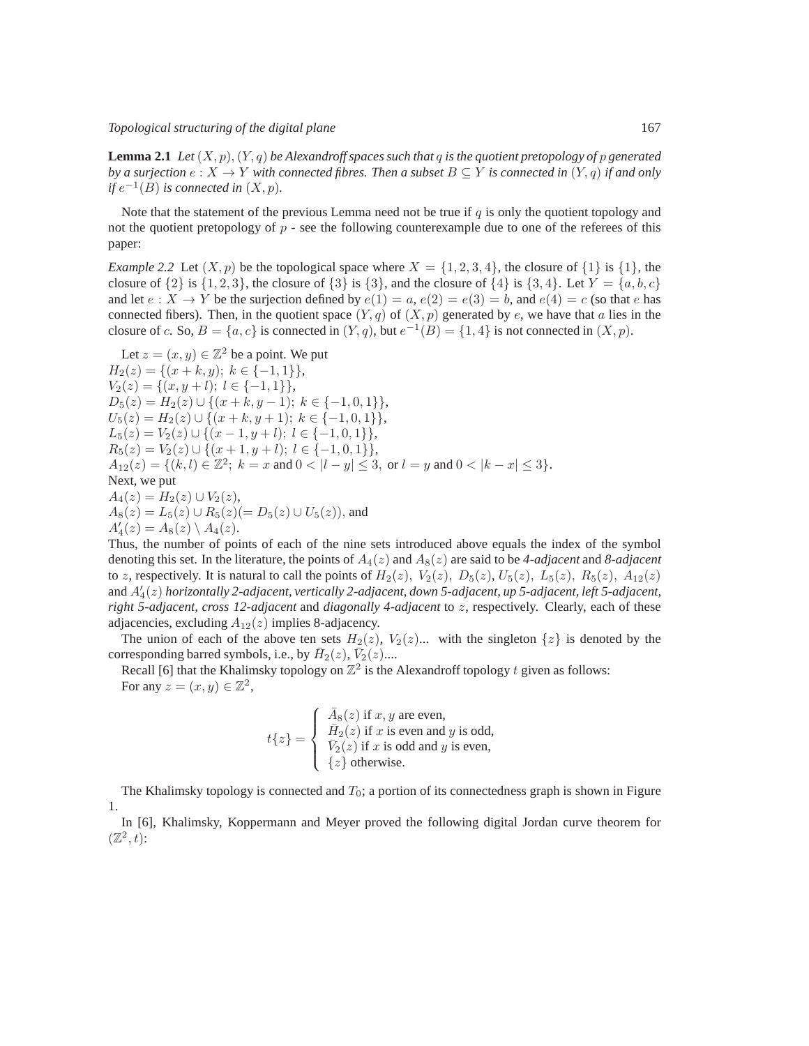**Lemma 2.1** *Let $(X,p)$, $(Y,q)$ be Alexandroff spaces such that $q$ is the quotient pretopology of $p$ generated by a surjection $e: X \to Y$ with connected fibres. Then a subset $B \subseteq Y$ is connected in $(Y,q)$ if and only if $e^{-1}(B)$ is connected in $(X,p)$.*

Note that the statement of the previous Lemma need not be true if $q$ is only the quotient topology and not the quotient pretopology of $p$ - see the following counterexample due to one of the referees of this paper:

*Example 2.2* Let $(X,p)$ be the topological space where $X = \{1,2,3,4\}$, the closure of $\{1\}$ is $\{1\}$, the closure of $\{2\}$ is $\{1,2,3\}$, the closure of $\{3\}$ is $\{3\}$, and the closure of $\{4\}$ is $\{3,4\}$. Let $Y = \{a,b,c\}$ and let $e: X \to Y$ be the surjection defined by $e(1) = a$, $e(2) = e(3) = b$, and $e(4) = c$ (so that $e$ has connected fibers). Then, in the quotient space $(Y,q)$ of $(X,p)$ generated by $e$, we have that $a$ lies in the closure of $c$. So, $B = \{a,c\}$ is connected in $(Y,q)$, but $e^{-1}(B) = \{1,4\}$ is not connected in $(X,p)$.

Let $z = (x,y) \in \mathbb{Z}^2$ be a point. We put
$H_2(z) = \{(x+k, y);\ k \in \{-1,1\}\}$,
$V_2(z) = \{(x, y+l);\ l \in \{-1,1\}\}$,
$D_5(z) = H_2(z) \cup \{(x+k, y-1);\ k \in \{-1,0,1\}\}$,
$U_5(z) = H_2(z) \cup \{(x+k, y+1);\ k \in \{-1,0,1\}\}$,
$L_5(z) = V_2(z) \cup \{(x-1, y+l);\ l \in \{-1,0,1\}\}$,
$R_5(z) = V_2(z) \cup \{(x+1, y+l);\ l \in \{-1,0,1\}\}$,
$A_{12}(z) = \{(k,l) \in \mathbb{Z}^2;\ k = x \text{ and } 0 < |l-y| \leq 3, \text{ or } l = y \text{ and } 0 < |k-x| \leq 3\}$.
Next, we put
$A_4(z) = H_2(z) \cup V_2(z)$,
$A_8(z) = L_5(z) \cup R_5(z) (= D_5(z) \cup U_5(z))$, and
$A'_4(z) = A_8(z) \setminus A_4(z)$.
Thus, the number of points of each of the nine sets introduced above equals the index of the symbol denoting this set. In the literature, the points of $A_4(z)$ and $A_8(z)$ are said to be *4-adjacent* and *8-adjacent* to $z$, respectively. It is natural to call the points of $H_2(z)$, $V_2(z)$, $D_5(z)$, $U_5(z)$, $L_5(z)$, $R_5(z)$, $A_{12}(z)$ and $A'_4(z)$ *horizontally 2-adjacent, vertically 2-adjacent, down 5-adjacent, up 5-adjacent, left 5-adjacent, right 5-adjacent, cross 12-adjacent* and *diagonally 4-adjacent* to $z$, respectively. Clearly, each of these adjacencies, excluding $A_{12}(z)$ implies 8-adjacency.

The union of each of the above ten sets $H_2(z)$, $V_2(z)$... with the singleton $\{z\}$ is denoted by the corresponding barred symbols, i.e., by $\bar{H}_2(z)$, $\bar{V}_2(z)$....

Recall [6] that the Khalimsky topology on $\mathbb{Z}^2$ is the Alexandroff topology $t$ given as follows:
For any $z = (x,y) \in \mathbb{Z}^2$,

$$t\{z\} = \begin{cases} \bar{A}_8(z) \text{ if } x, y \text{ are even,} \\ \bar{H}_2(z) \text{ if } x \text{ is even and } y \text{ is odd,} \\ \bar{V}_2(z) \text{ if } x \text{ is odd and } y \text{ is even,} \\ \{z\} \text{ otherwise.} \end{cases}$$

The Khalimsky topology is connected and $T_0$; a portion of its connectedness graph is shown in Figure 1.

In [6], Khalimsky, Koppermann and Meyer proved the following digital Jordan curve theorem for $(\mathbb{Z}^2, t)$: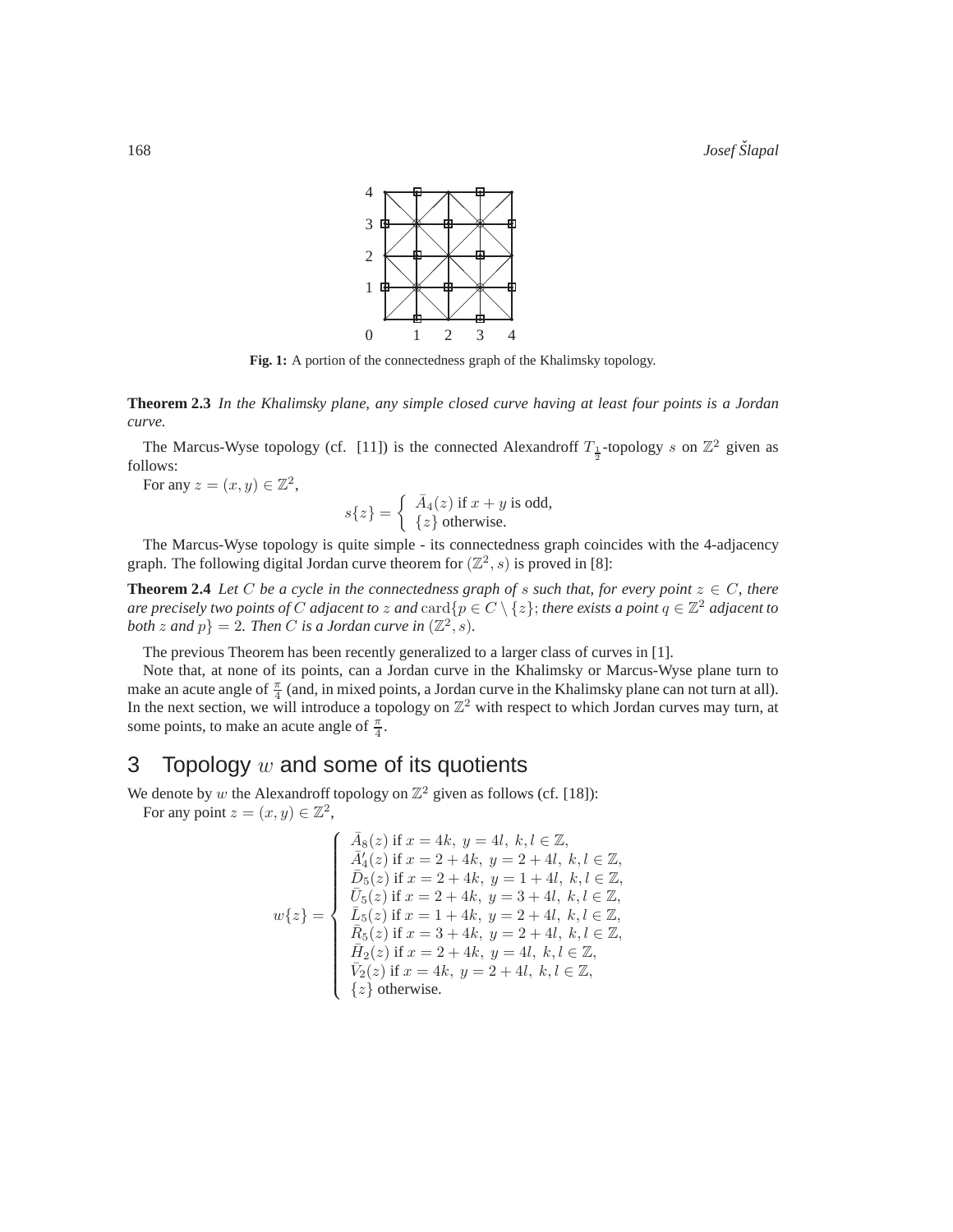Fig. 1: A portion of the connectedness graph of the Khalimsky topology.

**Theorem 2.3** *In the Khalimsky plane, any simple closed curve having at least four points is a Jordan curve.*

The Marcus-Wyse topology (cf. [11]) is the connected Alexandroff $T_{\frac{1}{2}}$-topology $s$ on $\mathbb{Z}^2$ given as follows:

For any $z = (x, y) \in \mathbb{Z}^2$,

$$s\{z\} = \begin{cases} \bar{A}_4(z) \text{ if } x + y \text{ is odd,} \\ \{z\} \text{ otherwise.} \end{cases}$$

The Marcus-Wyse topology is quite simple - its connectedness graph coincides with the 4-adjacency graph. The following digital Jordan curve theorem for $(\mathbb{Z}^2, s)$ is proved in [8]:

**Theorem 2.4** *Let $C$ be a cycle in the connectedness graph of $s$ such that, for every point $z \in C$, there are precisely two points of $C$ adjacent to $z$ and $\operatorname{card}\{p \in C \setminus \{z\};$ there exists a point $q \in \mathbb{Z}^2$ adjacent to both $z$ and $p\} = 2$. Then $C$ is a Jordan curve in $(\mathbb{Z}^2, s)$.*

The previous Theorem has been recently generalized to a larger class of curves in [1].

Note that, at none of its points, can a Jordan curve in the Khalimsky or Marcus-Wyse plane turn to make an acute angle of $\frac{\pi}{4}$ (and, in mixed points, a Jordan curve in the Khalimsky plane can not turn at all). In the next section, we will introduce a topology on $\mathbb{Z}^2$ with respect to which Jordan curves may turn, at some points, to make an acute angle of $\frac{\pi}{4}$.

## 3 Topology $w$ and some of its quotients

We denote by $w$ the Alexandroff topology on $\mathbb{Z}^2$ given as follows (cf. [18]):

For any point $z = (x, y) \in \mathbb{Z}^2$,

$$w\{z\} = \begin{cases} \bar{A}_8(z) \text{ if } x = 4k,\ y = 4l,\ k, l \in \mathbb{Z}, \\ \bar{A}'_4(z) \text{ if } x = 2 + 4k,\ y = 2 + 4l,\ k, l \in \mathbb{Z}, \\ \bar{D}_5(z) \text{ if } x = 2 + 4k,\ y = 1 + 4l,\ k, l \in \mathbb{Z}, \\ \bar{U}_5(z) \text{ if } x = 2 + 4k,\ y = 3 + 4l,\ k, l \in \mathbb{Z}, \\ \bar{L}_5(z) \text{ if } x = 1 + 4k,\ y = 2 + 4l,\ k, l \in \mathbb{Z}, \\ \bar{R}_5(z) \text{ if } x = 3 + 4k,\ y = 2 + 4l,\ k, l \in \mathbb{Z}, \\ \bar{H}_2(z) \text{ if } x = 2 + 4k,\ y = 4l,\ k, l \in \mathbb{Z}, \\ \bar{V}_2(z) \text{ if } x = 4k,\ y = 2 + 4l,\ k, l \in \mathbb{Z}, \\ \{z\} \text{ otherwise.} \end{cases}$$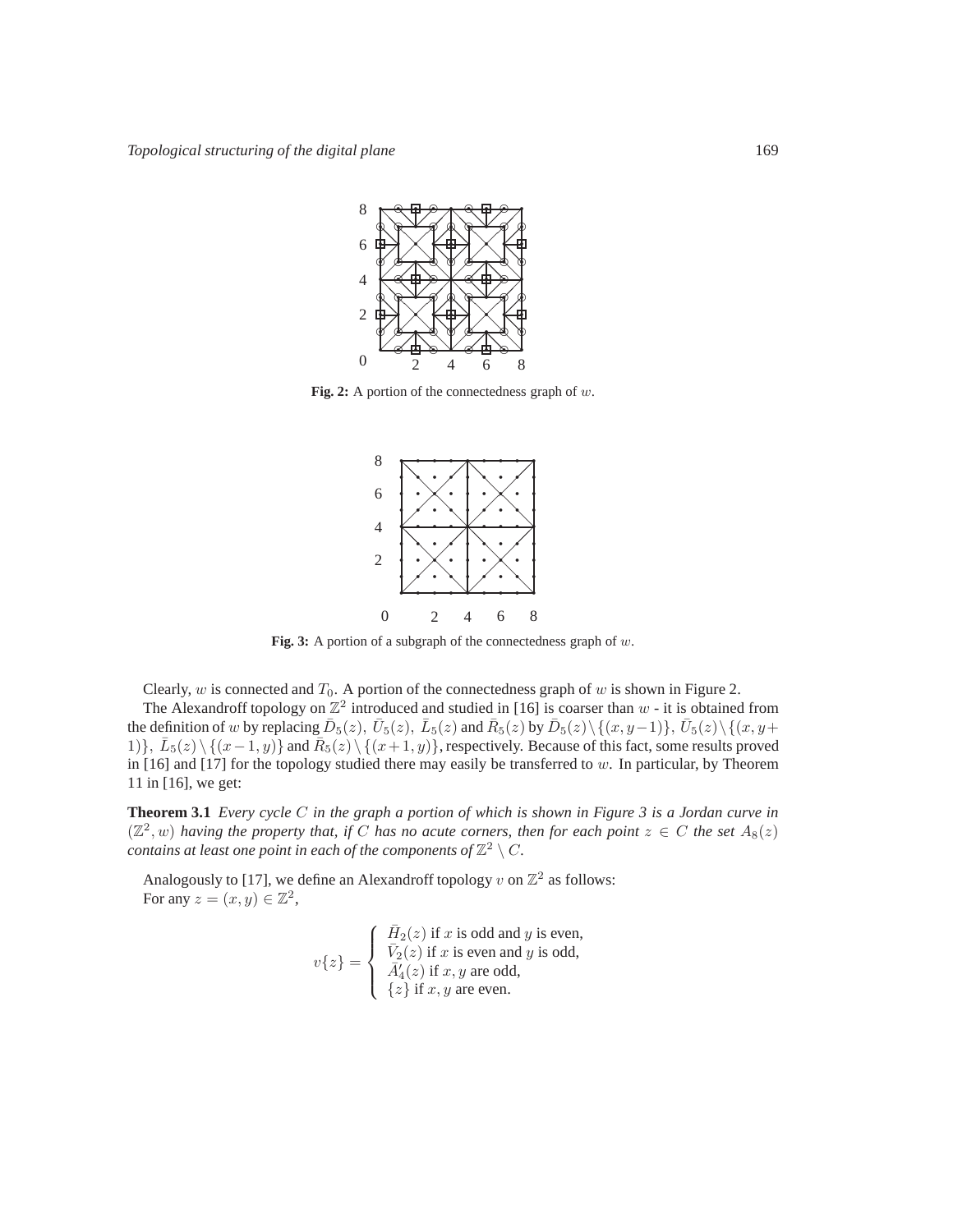Fig. 2: A portion of the connectedness graph of $w$.

Fig. 3: A portion of a subgraph of the connectedness graph of $w$.

Clearly, $w$ is connected and $T_0$. A portion of the connectedness graph of $w$ is shown in Figure 2.

The Alexandroff topology on $\mathbb{Z}^2$ introduced and studied in [16] is coarser than $w$ - it is obtained from the definition of $w$ by replacing $\bar{D}_5(z)$, $\bar{U}_5(z)$, $\bar{L}_5(z)$ and $\bar{R}_5(z)$ by $\bar{D}_5(z) \setminus \{(x, y-1)\}$, $\bar{U}_5(z) \setminus \{(x, y+1)\}$, $\bar{L}_5(z) \setminus \{(x-1, y)\}$ and $\bar{R}_5(z) \setminus \{(x+1, y)\}$, respectively. Because of this fact, some results proved in [16] and [17] for the topology studied there may easily be transferred to $w$. In particular, by Theorem 11 in [16], we get:

**Theorem 3.1** *Every cycle $C$ in the graph a portion of which is shown in Figure 3 is a Jordan curve in $(\mathbb{Z}^2, w)$ having the property that, if $C$ has no acute corners, then for each point $z \in C$ the set $A_8(z)$ contains at least one point in each of the components of $\mathbb{Z}^2 \setminus C$.*

Analogously to [17], we define an Alexandroff topology $v$ on $\mathbb{Z}^2$ as follows:
For any $z = (x, y) \in \mathbb{Z}^2$,

$$
v\{z\} = \begin{cases} \bar{H}_2(z) \text{ if } x \text{ is odd and } y \text{ is even,} \\ \bar{V}_2(z) \text{ if } x \text{ is even and } y \text{ is odd,} \\ \bar{A}_4'(z) \text{ if } x, y \text{ are odd,} \\ \{z\} \text{ if } x, y \text{ are even.} \end{cases}
$$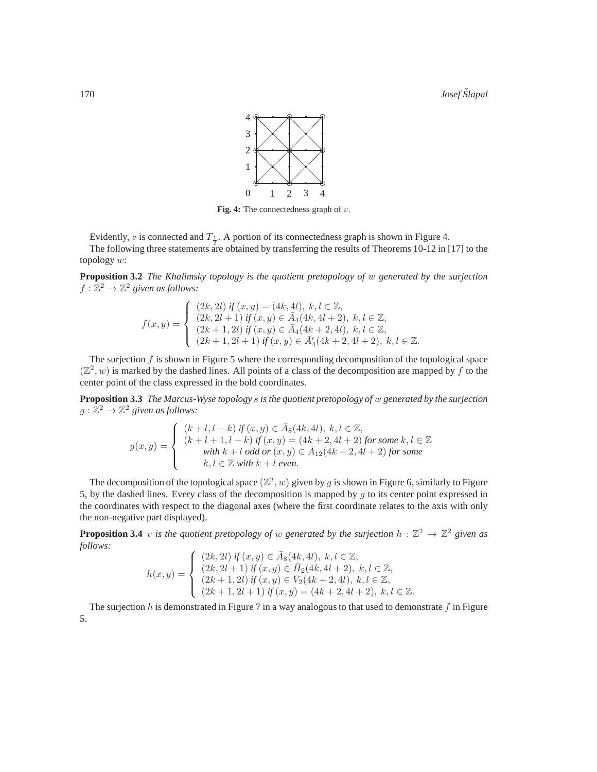**Fig. 4:** The connectedness graph of $v$.

Evidently, $v$ is connected and $T_{\frac{1}{2}}$. A portion of its connectedness graph is shown in Figure 4.

The following three statements are obtained by transferring the results of Theorems 10-12 in [17] to the topology $w$:

**Proposition 3.2** *The Khalimsky topology is the quotient pretopology of $w$ generated by the surjection $f : \mathbb{Z}^2 \to \mathbb{Z}^2$ given as follows:*

$$
f(x,y) = \begin{cases} (2k, 2l) \text{ if } (x,y) = (4k, 4l),\ k, l \in \mathbb{Z}, \\ (2k, 2l+1) \text{ if } (x,y) \in \bar{A}_4(4k, 4l+2),\ k, l \in \mathbb{Z}, \\ (2k+1, 2l) \text{ if } (x,y) \in \bar{A}_4(4k+2, 4l),\ k, l \in \mathbb{Z}, \\ (2k+1, 2l+1) \text{ if } (x,y) \in \bar{A}'_4(4k+2, 4l+2),\ k, l \in \mathbb{Z}. \end{cases}
$$

The surjection $f$ is shown in Figure 5 where the corresponding decomposition of the topological space $(\mathbb{Z}^2, w)$ is marked by the dashed lines. All points of a class of the decomposition are mapped by $f$ to the center point of the class expressed in the bold coordinates.

**Proposition 3.3** *The Marcus-Wyse topology $s$ is the quotient pretopology of $w$ generated by the surjection $g : \mathbb{Z}^2 \to \mathbb{Z}^2$ given as follows:*

$$
g(x,y) = \begin{cases} (k+l, l-k) \text{ if } (x,y) \in \bar{A}_8(4k, 4l),\ k, l \in \mathbb{Z}, \\ (k+l+1, l-k) \text{ if } (x,y) = (4k+2, 4l+2) \text{ for some } k, l \in \mathbb{Z} \\ \quad \text{with } k+l \text{ odd or } (x,y) \in \bar{A}_{12}(4k+2, 4l+2) \text{ for some} \\ \quad k, l \in \mathbb{Z} \text{ with } k+l \text{ even}. \end{cases}
$$

The decomposition of the topological space $(\mathbb{Z}^2, w)$ given by $g$ is shown in Figure 6, similarly to Figure 5, by the dashed lines. Every class of the decomposition is mapped by $g$ to its center point expressed in the coordinates with respect to the diagonal axes (where the first coordinate relates to the axis with only the non-negative part displayed).

**Proposition 3.4** *$v$ is the quotient pretopology of $w$ generated by the surjection $h : \mathbb{Z}^2 \to \mathbb{Z}^2$ given as follows:*

$$
h(x,y) = \begin{cases} (2k, 2l) \text{ if } (x,y) \in \bar{A}_8(4k, 4l),\ k, l \in \mathbb{Z}, \\ (2k, 2l+1) \text{ if } (x,y) \in \bar{H}_2(4k, 4l+2),\ k, l \in \mathbb{Z}, \\ (2k+1, 2l) \text{ if } (x,y) \in \bar{V}_2(4k+2, 4l),\ k, l \in \mathbb{Z}, \\ (2k+1, 2l+1) \text{ if } (x,y) = (4k+2, 4l+2),\ k, l \in \mathbb{Z}. \end{cases}
$$

The surjection $h$ is demonstrated in Figure 7 in a way analogous to that used to demonstrate $f$ in Figure 5.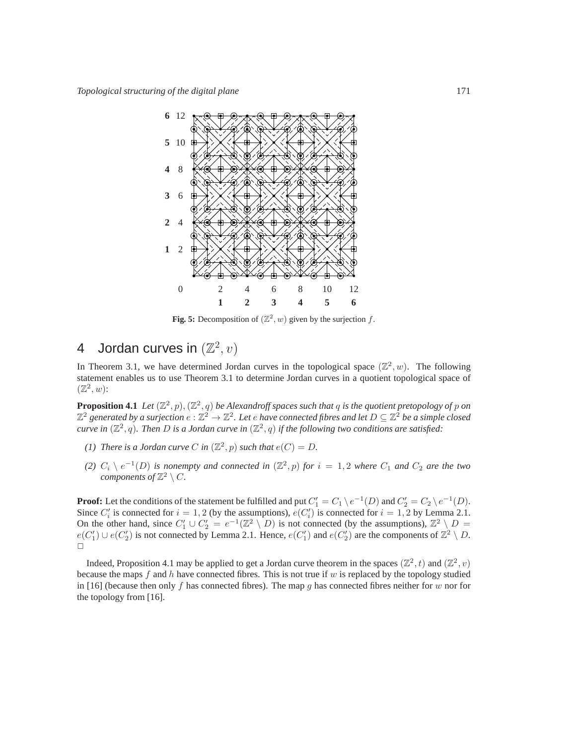Fig. 5: Decomposition of $(\mathbb{Z}^2, w)$ given by the surjection $f$.

# 4 Jordan curves in $(\mathbb{Z}^2, v)$

In Theorem 3.1, we have determined Jordan curves in the topological space $(\mathbb{Z}^2, w)$. The following statement enables us to use Theorem 3.1 to determine Jordan curves in a quotient topological space of $(\mathbb{Z}^2, w)$:

**Proposition 4.1** *Let $(\mathbb{Z}^2, p), (\mathbb{Z}^2, q)$ be Alexandroff spaces such that $q$ is the quotient pretopology of $p$ on $\mathbb{Z}^2$ generated by a surjection $e : \mathbb{Z}^2 \to \mathbb{Z}^2$. Let $e$ have connected fibres and let $D \subseteq \mathbb{Z}^2$ be a simple closed curve in $(\mathbb{Z}^2, q)$. Then $D$ is a Jordan curve in $(\mathbb{Z}^2, q)$ if the following two conditions are satisfied:*

*(1) There is a Jordan curve $C$ in $(\mathbb{Z}^2, p)$ such that $e(C) = D$.*

*(2) $C_i \setminus e^{-1}(D)$ is nonempty and connected in $(\mathbb{Z}^2, p)$ for $i = 1, 2$ where $C_1$ and $C_2$ are the two components of $\mathbb{Z}^2 \setminus C$.*

**Proof:** Let the conditions of the statement be fulfilled and put $C_1' = C_1 \setminus e^{-1}(D)$ and $C_2' = C_2 \setminus e^{-1}(D)$. Since $C_i'$ is connected for $i = 1, 2$ (by the assumptions), $e(C_i')$ is connected for $i = 1, 2$ by Lemma 2.1. On the other hand, since $C_1' \cup C_2' = e^{-1}(\mathbb{Z}^2 \setminus D)$ is not connected (by the assumptions), $\mathbb{Z}^2 \setminus D = e(C_1') \cup e(C_2')$ is not connected by Lemma 2.1. Hence, $e(C_1')$ and $e(C_2')$ are the components of $\mathbb{Z}^2 \setminus D$. □

Indeed, Proposition 4.1 may be applied to get a Jordan curve theorem in the spaces $(\mathbb{Z}^2, t)$ and $(\mathbb{Z}^2, v)$ because the maps $f$ and $h$ have connected fibres. This is not true if $w$ is replaced by the topology studied in [16] (because then only $f$ has connected fibres). The map $g$ has connected fibres neither for $w$ nor for the topology from [16].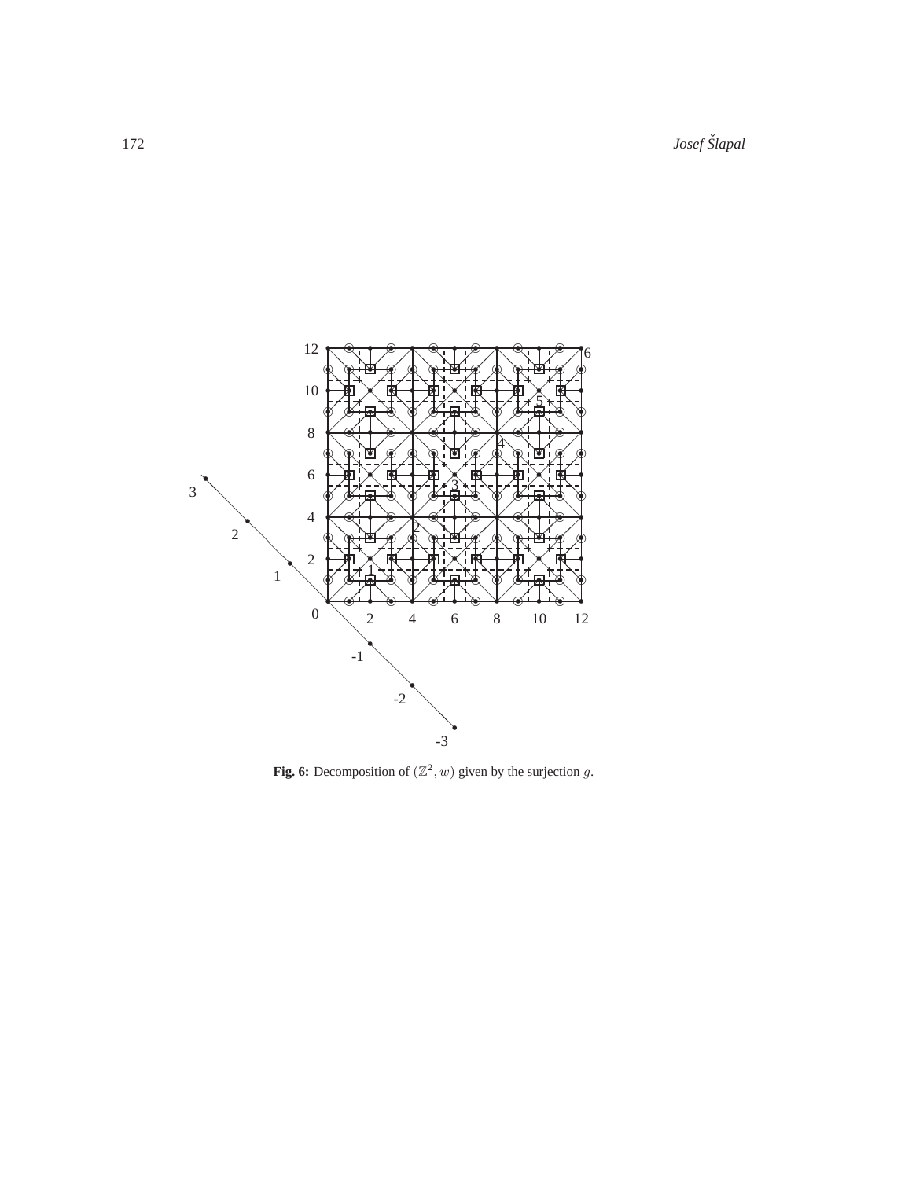**Fig. 6:** Decomposition of $(\mathbb{Z}^2, w)$ given by the surjection $g$.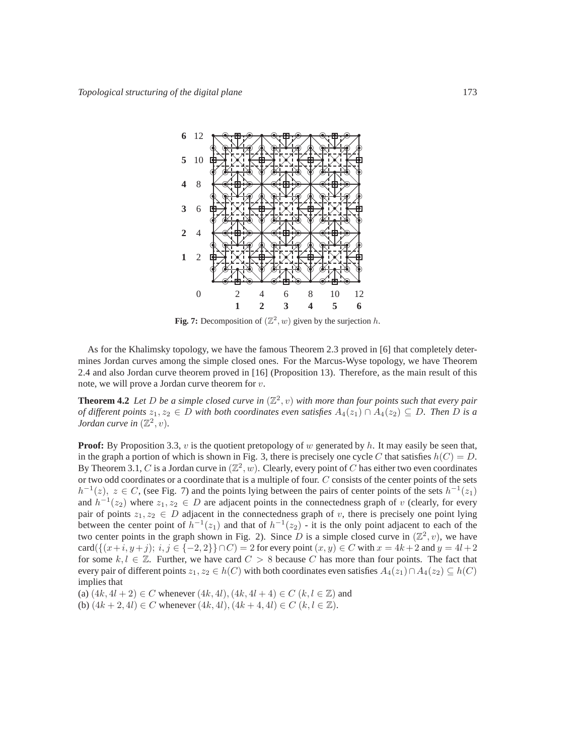**Fig. 7:** Decomposition of $(\mathbb{Z}^2, w)$ given by the surjection $h$.

As for the Khalimsky topology, we have the famous Theorem 2.3 proved in [6] that completely determines Jordan curves among the simple closed ones. For the Marcus-Wyse topology, we have Theorem 2.4 and also Jordan curve theorem proved in [16] (Proposition 13). Therefore, as the main result of this note, we will prove a Jordan curve theorem for $v$.

**Theorem 4.2** *Let $D$ be a simple closed curve in $(\mathbb{Z}^2, v)$ with more than four points such that every pair of different points $z_1, z_2 \in D$ with both coordinates even satisfies $A_4(z_1) \cap A_4(z_2) \subseteq D$. Then $D$ is a Jordan curve in $(\mathbb{Z}^2, v)$.*

**Proof:** By Proposition 3.3, $v$ is the quotient pretopology of $w$ generated by $h$. It may easily be seen that, in the graph a portion of which is shown in Fig. 3, there is precisely one cycle $C$ that satisfies $h(C) = D$. By Theorem 3.1, $C$ is a Jordan curve in $(\mathbb{Z}^2, w)$. Clearly, every point of $C$ has either two even coordinates or two odd coordinates or a coordinate that is a multiple of four. $C$ consists of the center points of the sets $h^{-1}(z),\ z \in C$, (see Fig. 7) and the points lying between the pairs of center points of the sets $h^{-1}(z_1)$ and $h^{-1}(z_2)$ where $z_1, z_2 \in D$ are adjacent points in the connectedness graph of $v$ (clearly, for every pair of points $z_1, z_2 \in D$ adjacent in the connectedness graph of $v$, there is precisely one point lying between the center point of $h^{-1}(z_1)$ and that of $h^{-1}(z_2)$ - it is the only point adjacent to each of the two center points in the graph shown in Fig. 2). Since $D$ is a simple closed curve in $(\mathbb{Z}^2, v)$, we have $\mathrm{card}(\{(x+i, y+j);\ i, j \in \{-2, 2\}\} \cap C) = 2$ for every point $(x, y) \in C$ with $x = 4k+2$ and $y = 4l+2$ for some $k, l \in \mathbb{Z}$. Further, we have card $C > 8$ because $C$ has more than four points. The fact that every pair of different points $z_1, z_2 \in h(C)$ with both coordinates even satisfies $A_4(z_1) \cap A_4(z_2) \subseteq h(C)$ implies that

(a) $(4k, 4l+2) \in C$ whenever $(4k, 4l), (4k, 4l+4) \in C$ $(k, l \in \mathbb{Z})$ and
(b) $(4k+2, 4l) \in C$ whenever $(4k, 4l), (4k+4, 4l) \in C$ $(k, l \in \mathbb{Z})$.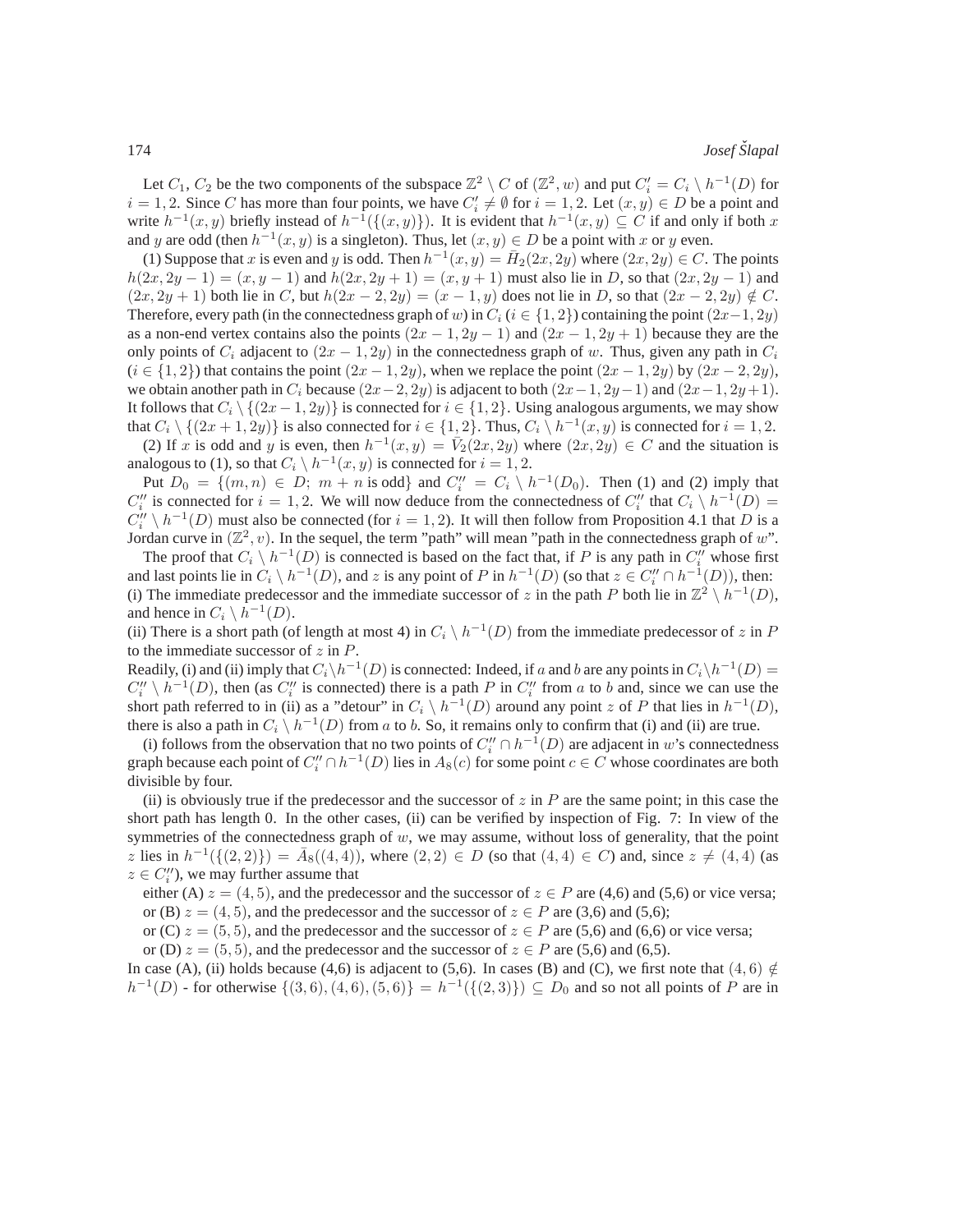Let $C_1$, $C_2$ be the two components of the subspace $\mathbb{Z}^2 \setminus C$ of $(\mathbb{Z}^2, w)$ and put $C'_i = C_i \setminus h^{-1}(D)$ for $i = 1, 2$. Since $C$ has more than four points, we have $C'_i \neq \emptyset$ for $i = 1, 2$. Let $(x, y) \in D$ be a point and write $h^{-1}(x, y)$ briefly instead of $h^{-1}(\{(x, y)\})$. It is evident that $h^{-1}(x, y) \subseteq C$ if and only if both $x$ and $y$ are odd (then $h^{-1}(x, y)$ is a singleton). Thus, let $(x, y) \in D$ be a point with $x$ or $y$ even.

(1) Suppose that $x$ is even and $y$ is odd. Then $h^{-1}(x, y) = \bar{H}_2(2x, 2y)$ where $(2x, 2y) \in C$. The points $h(2x, 2y-1) = (x, y-1)$ and $h(2x, 2y+1) = (x, y+1)$ must also lie in $D$, so that $(2x, 2y-1)$ and $(2x, 2y+1)$ both lie in $C$, but $h(2x-2, 2y) = (x-1, y)$ does not lie in $D$, so that $(2x-2, 2y) \notin C$. Therefore, every path (in the connectedness graph of $w$) in $C_i$ ($i \in \{1, 2\}$) containing the point $(2x-1, 2y)$ as a non-end vertex contains also the points $(2x-1, 2y-1)$ and $(2x-1, 2y+1)$ because they are the only points of $C_i$ adjacent to $(2x-1, 2y)$ in the connectedness graph of $w$. Thus, given any path in $C_i$ ($i \in \{1, 2\}$) that contains the point $(2x-1, 2y)$, when we replace the point $(2x-1, 2y)$ by $(2x-2, 2y)$, we obtain another path in $C_i$ because $(2x-2, 2y)$ is adjacent to both $(2x-1, 2y-1)$ and $(2x-1, 2y+1)$. It follows that $C_i \setminus \{(2x-1, 2y)\}$ is connected for $i \in \{1, 2\}$. Using analogous arguments, we may show that $C_i \setminus \{(2x+1, 2y)\}$ is also connected for $i \in \{1, 2\}$. Thus, $C_i \setminus h^{-1}(x, y)$ is connected for $i = 1, 2$.

(2) If $x$ is odd and $y$ is even, then $h^{-1}(x, y) = \bar{V}_2(2x, 2y)$ where $(2x, 2y) \in C$ and the situation is analogous to (1), so that $C_i \setminus h^{-1}(x, y)$ is connected for $i = 1, 2$.

Put $D_0 = \{(m, n) \in D;\ m + n \text{ is odd}\}$ and $C''_i = C_i \setminus h^{-1}(D_0)$. Then (1) and (2) imply that $C''_i$ is connected for $i = 1, 2$. We will now deduce from the connectedness of $C''_i$ that $C_i \setminus h^{-1}(D) = C''_i \setminus h^{-1}(D)$ must also be connected (for $i = 1, 2$). It will then follow from Proposition 4.1 that $D$ is a Jordan curve in $(\mathbb{Z}^2, v)$. In the sequel, the term "path" will mean "path in the connectedness graph of $w$".

The proof that $C_i \setminus h^{-1}(D)$ is connected is based on the fact that, if $P$ is any path in $C''_i$ whose first and last points lie in $C_i \setminus h^{-1}(D)$, and $z$ is any point of $P$ in $h^{-1}(D)$ (so that $z \in C''_i \cap h^{-1}(D)$), then:
(i) The immediate predecessor and the immediate successor of $z$ in the path $P$ both lie in $\mathbb{Z}^2 \setminus h^{-1}(D)$, and hence in $C_i \setminus h^{-1}(D)$.
(ii) There is a short path (of length at most 4) in $C_i \setminus h^{-1}(D)$ from the immediate predecessor of $z$ in $P$ to the immediate successor of $z$ in $P$.
Readily, (i) and (ii) imply that $C_i \setminus h^{-1}(D)$ is connected: Indeed, if $a$ and $b$ are any points in $C_i \setminus h^{-1}(D) = C''_i \setminus h^{-1}(D)$, then (as $C''_i$ is connected) there is a path $P$ in $C''_i$ from $a$ to $b$ and, since we can use the short path referred to in (ii) as a "detour" in $C_i \setminus h^{-1}(D)$ around any point $z$ of $P$ that lies in $h^{-1}(D)$, there is also a path in $C_i \setminus h^{-1}(D)$ from $a$ to $b$. So, it remains only to confirm that (i) and (ii) are true.

(i) follows from the observation that no two points of $C''_i \cap h^{-1}(D)$ are adjacent in $w$'s connectedness graph because each point of $C''_i \cap h^{-1}(D)$ lies in $A_8(c)$ for some point $c \in C$ whose coordinates are both divisible by four.

(ii) is obviously true if the predecessor and the successor of $z$ in $P$ are the same point; in this case the short path has length 0. In the other cases, (ii) can be verified by inspection of Fig. 7: In view of the symmetries of the connectedness graph of $w$, we may assume, without loss of generality, that the point $z$ lies in $h^{-1}(\{(2, 2)\}) = \bar{A}_8((4, 4))$, where $(2, 2) \in D$ (so that $(4, 4) \in C$) and, since $z \neq (4, 4)$ (as $z \in C''_i$), we may further assume that

either (A) $z = (4, 5)$, and the predecessor and the successor of $z \in P$ are (4,6) and (5,6) or vice versa;
or (B) $z = (4, 5)$, and the predecessor and the successor of $z \in P$ are (3,6) and (5,6);
or (C) $z = (5, 5)$, and the predecessor and the successor of $z \in P$ are (5,6) and (6,6) or vice versa;
or (D) $z = (5, 5)$, and the predecessor and the successor of $z \in P$ are (5,6) and (6,5).

In case (A), (ii) holds because (4,6) is adjacent to (5,6). In cases (B) and (C), we first note that $(4, 6) \notin h^{-1}(D)$ - for otherwise $\{(3, 6), (4, 6), (5, 6)\} = h^{-1}(\{(2, 3)\}) \subseteq D_0$ and so not all points of $P$ are in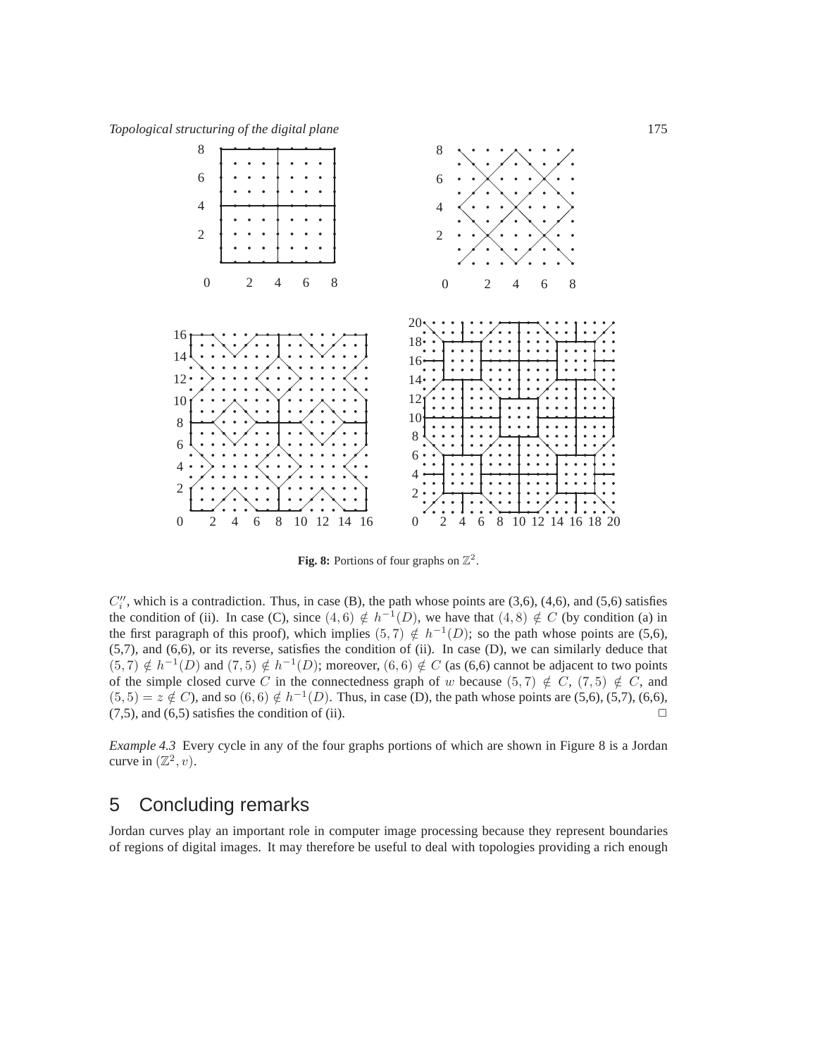Fig. 8: Portions of four graphs on $\mathbb{Z}^2$.

$C_i''$, which is a contradiction. Thus, in case (B), the path whose points are (3,6), (4,6), and (5,6) satisfies the condition of (ii). In case (C), since $(4,6) \notin h^{-1}(D)$, we have that $(4,8) \notin C$ (by condition (a) in the first paragraph of this proof), which implies $(5,7) \notin h^{-1}(D)$; so the path whose points are (5,6), (5,7), and (6,6), or its reverse, satisfies the condition of (ii). In case (D), we can similarly deduce that $(5,7) \notin h^{-1}(D)$ and $(7,5) \notin h^{-1}(D)$; moreover, $(6,6) \notin C$ (as (6,6) cannot be adjacent to two points of the simple closed curve $C$ in the connectedness graph of $w$ because $(5,7) \notin C$, $(7,5) \notin C$, and $(5,5) = z \notin C$), and so $(6,6) \notin h^{-1}(D)$. Thus, in case (D), the path whose points are (5,6), (5,7), (6,6), (7,5), and (6,5) satisfies the condition of (ii). □

*Example 4.3* Every cycle in any of the four graphs portions of which are shown in Figure 8 is a Jordan curve in $(\mathbb{Z}^2, v)$.

# 5 Concluding remarks

Jordan curves play an important role in computer image processing because they represent boundaries of regions of digital images. It may therefore be useful to deal with topologies providing a rich enough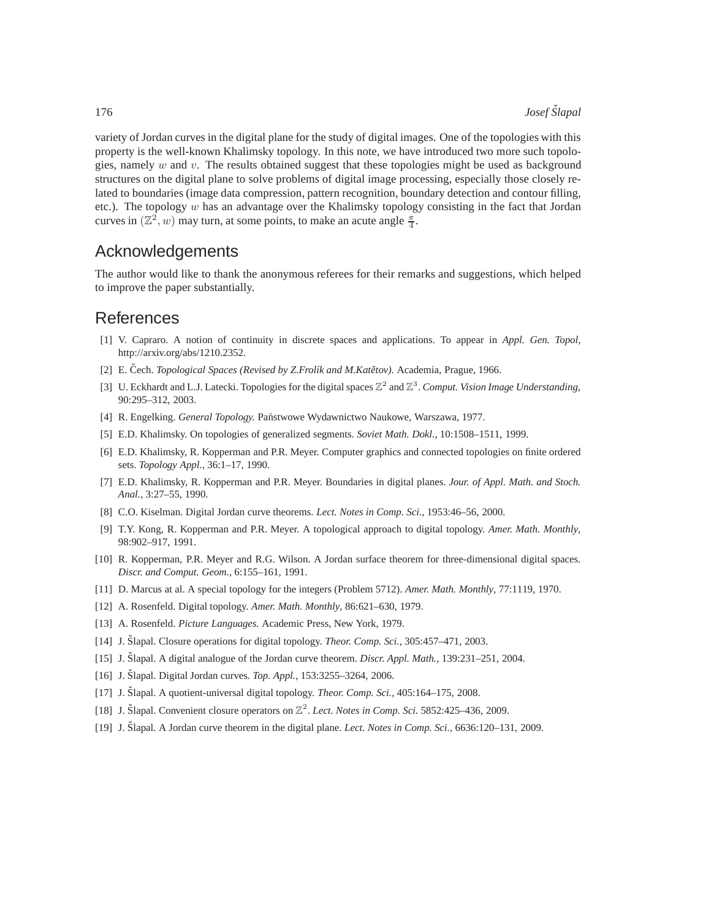variety of Jordan curves in the digital plane for the study of digital images. One of the topologies with this property is the well-known Khalimsky topology. In this note, we have introduced two more such topologies, namely $w$ and $v$. The results obtained suggest that these topologies might be used as background structures on the digital plane to solve problems of digital image processing, especially those closely related to boundaries (image data compression, pattern recognition, boundary detection and contour filling, etc.). The topology $w$ has an advantage over the Khalimsky topology consisting in the fact that Jordan curves in $(\mathbb{Z}^2, w)$ may turn, at some points, to make an acute angle $\frac{\pi}{4}$.

## Acknowledgements

The author would like to thank the anonymous referees for their remarks and suggestions, which helped to improve the paper substantially.

## References

[1] V. Capraro. A notion of continuity in discrete spaces and applications. To appear in *Appl. Gen. Topol*, http://arxiv.org/abs/1210.2352.

[2] E. Čech. *Topological Spaces (Revised by Z.Frolík and M.Katětov)*. Academia, Prague, 1966.

[3] U. Eckhardt and L.J. Latecki. Topologies for the digital spaces $\mathbb{Z}^2$ and $\mathbb{Z}^3$. *Comput. Vision Image Understanding*, 90:295–312, 2003.

[4] R. Engelking. *General Topology.* Państwowe Wydawnictwo Naukowe, Warszawa, 1977.

[5] E.D. Khalimsky. On topologies of generalized segments. *Soviet Math. Dokl.*, 10:1508–1511, 1999.

[6] E.D. Khalimsky, R. Kopperman and P.R. Meyer. Computer graphics and connected topologies on finite ordered sets. *Topology Appl.*, 36:1–17, 1990.

[7] E.D. Khalimsky, R. Kopperman and P.R. Meyer. Boundaries in digital planes. *Jour. of Appl. Math. and Stoch. Anal.*, 3:27–55, 1990.

[8] C.O. Kiselman. Digital Jordan curve theorems. *Lect. Notes in Comp. Sci.*, 1953:46–56, 2000.

[9] T.Y. Kong, R. Kopperman and P.R. Meyer. A topological approach to digital topology. *Amer. Math. Monthly*, 98:902–917, 1991.

[10] R. Kopperman, P.R. Meyer and R.G. Wilson. A Jordan surface theorem for three-dimensional digital spaces. *Discr. and Comput. Geom.*, 6:155–161, 1991.

[11] D. Marcus at al. A special topology for the integers (Problem 5712). *Amer. Math. Monthly*, 77:1119, 1970.

[12] A. Rosenfeld. Digital topology. *Amer. Math. Monthly*, 86:621–630, 1979.

[13] A. Rosenfeld. *Picture Languages.* Academic Press, New York, 1979.

[14] J. Šlapal. Closure operations for digital topology. *Theor. Comp. Sci.*, 305:457–471, 2003.

[15] J. Šlapal. A digital analogue of the Jordan curve theorem. *Discr. Appl. Math.*, 139:231–251, 2004.

[16] J. Šlapal. Digital Jordan curves. *Top. Appl.*, 153:3255–3264, 2006.

[17] J. Šlapal. A quotient-universal digital topology. *Theor. Comp. Sci.*, 405:164–175, 2008.

[18] J. Šlapal. Convenient closure operators on $\mathbb{Z}^2$. *Lect. Notes in Comp. Sci.* 5852:425–436, 2009.

[19] J. Šlapal. A Jordan curve theorem in the digital plane. *Lect. Notes in Comp. Sci.*, 6636:120–131, 2009.